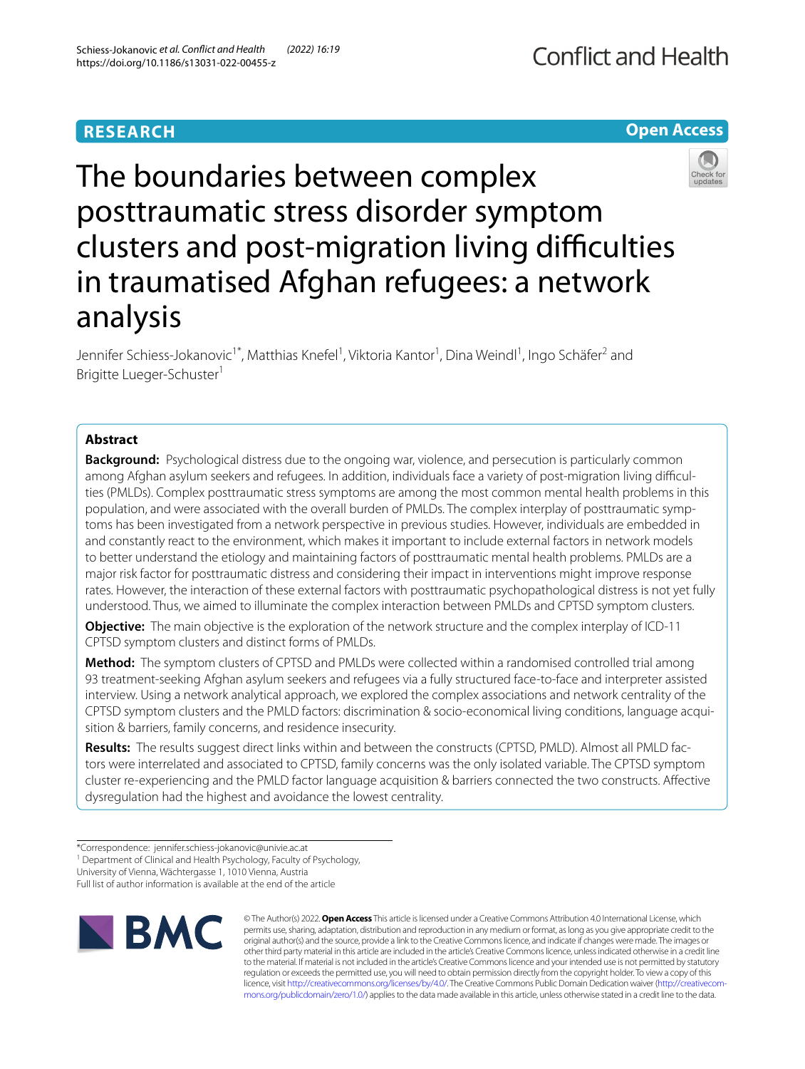RESEARCH

Open Access

# The boundaries between complex posttraumatic stress disorder symptom clusters and post-migration living difficulties in traumatised Afghan refugees: a network analysis

Jennifer Schiess-Jokanovic[1*], Matthias Knefel[1], Viktoria Kantor[1], Dina Weindl[1], Ingo Schäfer[2] and Brigitte Lueger-Schuster[1]

## Abstract

**Background:** Psychological distress due to the ongoing war, violence, and persecution is particularly common among Afghan asylum seekers and refugees. In addition, individuals face a variety of post-migration living difficulties (PMLDs). Complex posttraumatic stress symptoms are among the most common mental health problems in this population, and were associated with the overall burden of PMLDs. The complex interplay of posttraumatic symptoms has been investigated from a network perspective in previous studies. However, individuals are embedded in and constantly react to the environment, which makes it important to include external factors in network models to better understand the etiology and maintaining factors of posttraumatic mental health problems. PMLDs are a major risk factor for posttraumatic distress and considering their impact in interventions might improve response rates. However, the interaction of these external factors with posttraumatic psychopathological distress is not yet fully understood. Thus, we aimed to illuminate the complex interaction between PMLDs and CPTSD symptom clusters.

**Objective:** The main objective is the exploration of the network structure and the complex interplay of ICD-11 CPTSD symptom clusters and distinct forms of PMLDs.

**Method:** The symptom clusters of CPTSD and PMLDs were collected within a randomised controlled trial among 93 treatment-seeking Afghan asylum seekers and refugees via a fully structured face-to-face and interpreter assisted interview. Using a network analytical approach, we explored the complex associations and network centrality of the CPTSD symptom clusters and the PMLD factors: discrimination & socio-economical living conditions, language acquisition & barriers, family concerns, and residence insecurity.

**Results:** The results suggest direct links within and between the constructs (CPTSD, PMLD). Almost all PMLD factors were interrelated and associated to CPTSD, family concerns was the only isolated variable. The CPTSD symptom cluster re-experiencing and the PMLD factor language acquisition & barriers connected the two constructs. Affective dysregulation had the highest and avoidance the lowest centrality.

*Correspondence: jennifer.schiess-jokanovic@univie.ac.at

[1] Department of Clinical and Health Psychology, Faculty of Psychology, University of Vienna, Wächtergasse 1, 1010 Vienna, Austria

Full list of author information is available at the end of the article

© The Author(s) 2022. **Open Access** This article is licensed under a Creative Commons Attribution 4.0 International License, which permits use, sharing, adaptation, distribution and reproduction in any medium or format, as long as you give appropriate credit to the original author(s) and the source, provide a link to the Creative Commons licence, and indicate if changes were made. The images or other third party material in this article are included in the article's Creative Commons licence, unless indicated otherwise in a credit line to the material. If material is not included in the article's Creative Commons licence and your intended use is not permitted by statutory regulation or exceeds the permitted use, you will need to obtain permission directly from the copyright holder. To view a copy of this licence, visit http://creativecommons.org/licenses/by/4.0/. The Creative Commons Public Domain Dedication waiver (http://creativecommons.org/publicdomain/zero/1.0/) applies to the data made available in this article, unless otherwise stated in a credit line to the data.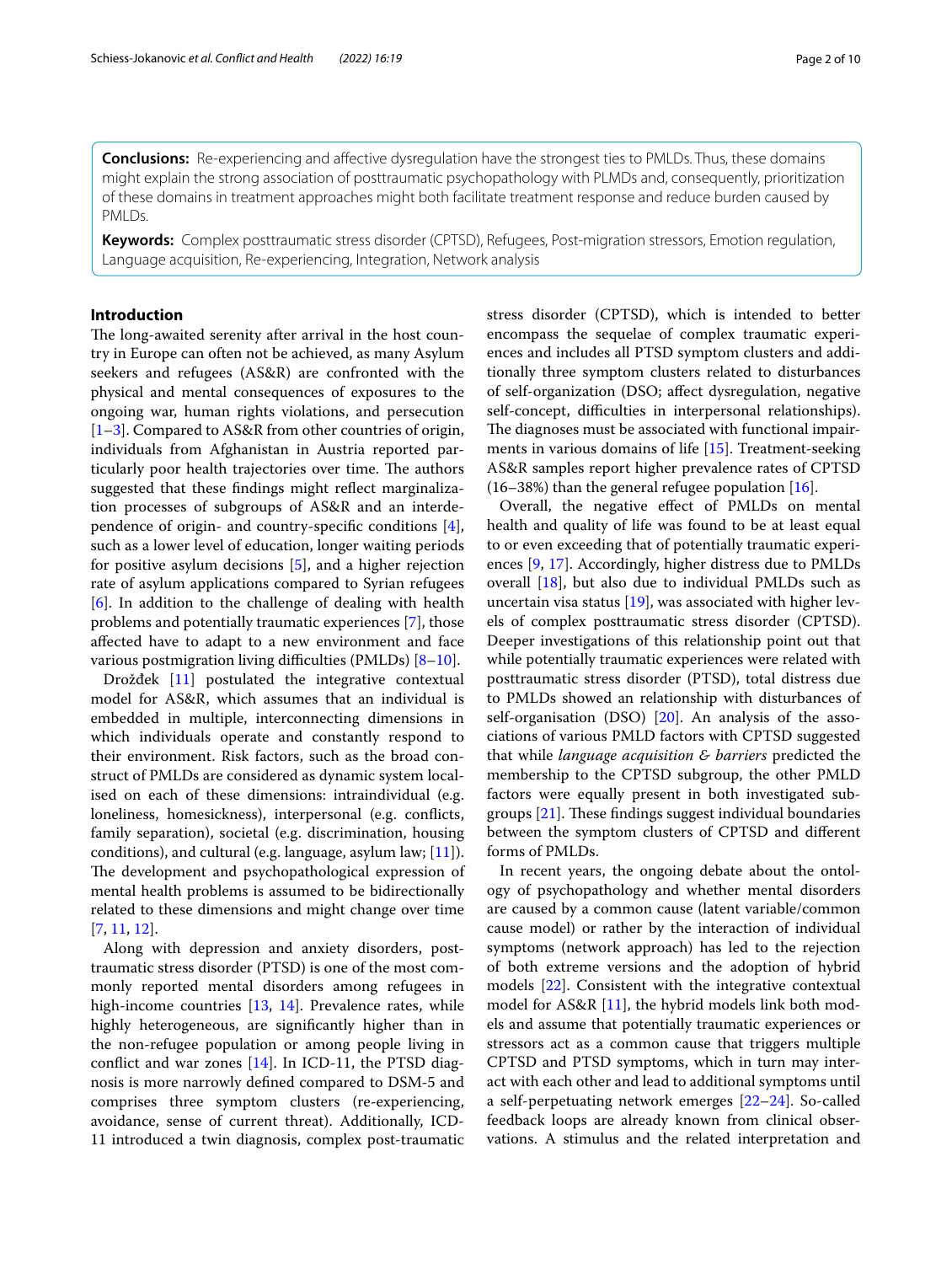**Conclusions:** Re-experiencing and affective dysregulation have the strongest ties to PMLDs. Thus, these domains might explain the strong association of posttraumatic psychopathology with PLMDs and, consequently, prioritization of these domains in treatment approaches might both facilitate treatment response and reduce burden caused by PMLDs.

**Keywords:** Complex posttraumatic stress disorder (CPTSD), Refugees, Post-migration stressors, Emotion regulation, Language acquisition, Re-experiencing, Integration, Network analysis

## Introduction

The long-awaited serenity after arrival in the host country in Europe can often not be achieved, as many Asylum seekers and refugees (AS&R) are confronted with the physical and mental consequences of exposures to the ongoing war, human rights violations, and persecution [1–3]. Compared to AS&R from other countries of origin, individuals from Afghanistan in Austria reported particularly poor health trajectories over time. The authors suggested that these findings might reflect marginalization processes of subgroups of AS&R and an interdependence of origin- and country-specific conditions [4], such as a lower level of education, longer waiting periods for positive asylum decisions [5], and a higher rejection rate of asylum applications compared to Syrian refugees [6]. In addition to the challenge of dealing with health problems and potentially traumatic experiences [7], those affected have to adapt to a new environment and face various postmigration living difficulties (PMLDs) [8–10].

Drožđek [11] postulated the integrative contextual model for AS&R, which assumes that an individual is embedded in multiple, interconnecting dimensions in which individuals operate and constantly respond to their environment. Risk factors, such as the broad construct of PMLDs are considered as dynamic system localised on each of these dimensions: intraindividual (e.g. loneliness, homesickness), interpersonal (e.g. conflicts, family separation), societal (e.g. discrimination, housing conditions), and cultural (e.g. language, asylum law; [11]). The development and psychopathological expression of mental health problems is assumed to be bidirectionally related to these dimensions and might change over time [7, 11, 12].

Along with depression and anxiety disorders, posttraumatic stress disorder (PTSD) is one of the most commonly reported mental disorders among refugees in high-income countries [13, 14]. Prevalence rates, while highly heterogeneous, are significantly higher than in the non-refugee population or among people living in conflict and war zones [14]. In ICD-11, the PTSD diagnosis is more narrowly defined compared to DSM-5 and comprises three symptom clusters (re-experiencing, avoidance, sense of current threat). Additionally, ICD-11 introduced a twin diagnosis, complex post-traumatic stress disorder (CPTSD), which is intended to better encompass the sequelae of complex traumatic experiences and includes all PTSD symptom clusters and additionally three symptom clusters related to disturbances of self-organization (DSO; affect dysregulation, negative self-concept, difficulties in interpersonal relationships). The diagnoses must be associated with functional impairments in various domains of life [15]. Treatment-seeking AS&R samples report higher prevalence rates of CPTSD (16–38%) than the general refugee population [16].

Overall, the negative effect of PMLDs on mental health and quality of life was found to be at least equal to or even exceeding that of potentially traumatic experiences [9, 17]. Accordingly, higher distress due to PMLDs overall [18], but also due to individual PMLDs such as uncertain visa status [19], was associated with higher levels of complex posttraumatic stress disorder (CPTSD). Deeper investigations of this relationship point out that while potentially traumatic experiences were related with posttraumatic stress disorder (PTSD), total distress due to PMLDs showed an relationship with disturbances of self-organisation (DSO) [20]. An analysis of the associations of various PMLD factors with CPTSD suggested that while *language acquisition & barriers* predicted the membership to the CPTSD subgroup, the other PMLD factors were equally present in both investigated subgroups [21]. These findings suggest individual boundaries between the symptom clusters of CPTSD and different forms of PMLDs.

In recent years, the ongoing debate about the ontology of psychopathology and whether mental disorders are caused by a common cause (latent variable/common cause model) or rather by the interaction of individual symptoms (network approach) has led to the rejection of both extreme versions and the adoption of hybrid models [22]. Consistent with the integrative contextual model for AS&R [11], the hybrid models link both models and assume that potentially traumatic experiences or stressors act as a common cause that triggers multiple CPTSD and PTSD symptoms, which in turn may interact with each other and lead to additional symptoms until a self-perpetuating network emerges [22–24]. So-called feedback loops are already known from clinical observations. A stimulus and the related interpretation and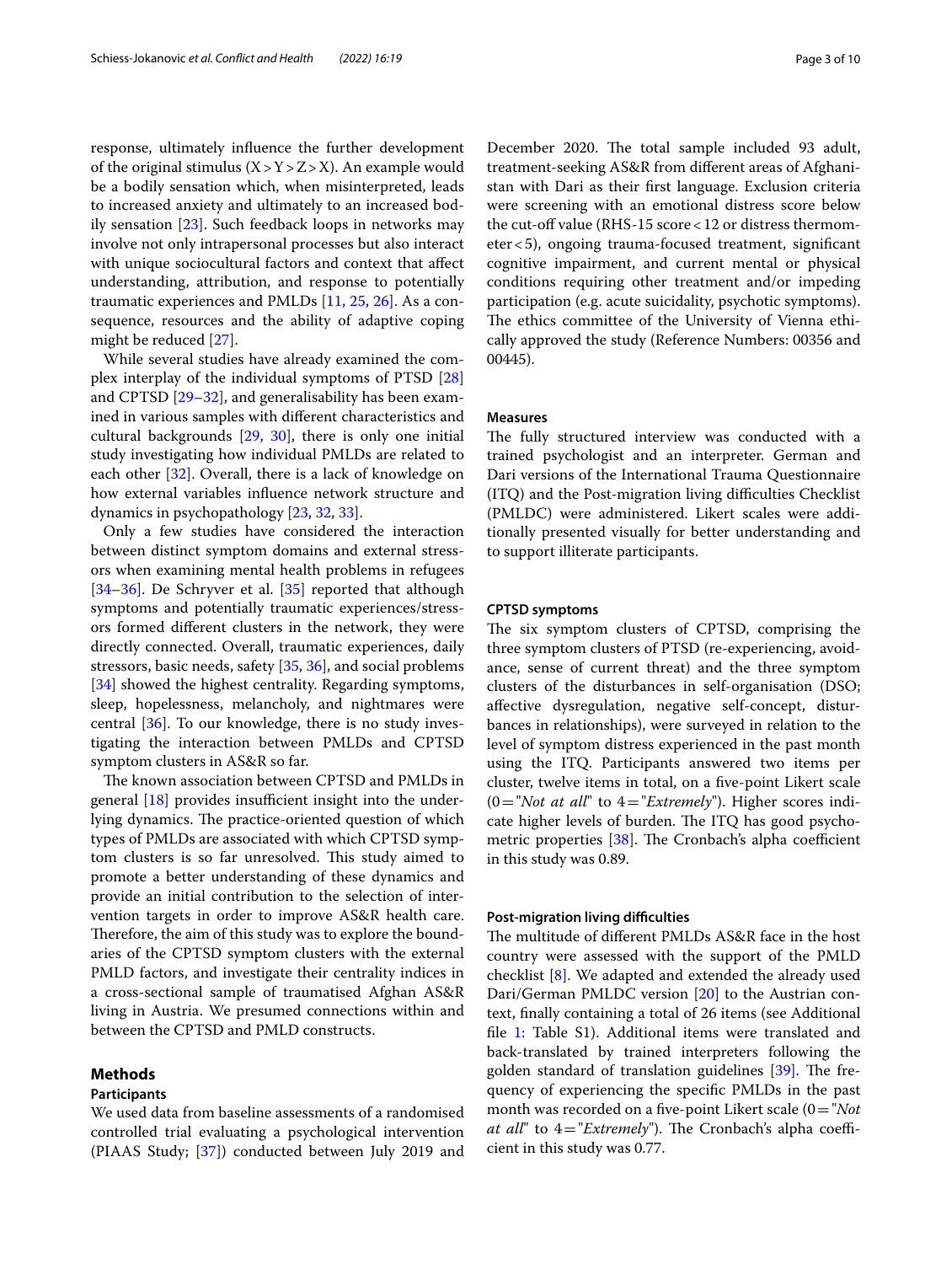response, ultimately influence the further development of the original stimulus (X > Y > Z > X). An example would be a bodily sensation which, when misinterpreted, leads to increased anxiety and ultimately to an increased bodily sensation [23]. Such feedback loops in networks may involve not only intrapersonal processes but also interact with unique sociocultural factors and context that affect understanding, attribution, and response to potentially traumatic experiences and PMLDs [11, 25, 26]. As a consequence, resources and the ability of adaptive coping might be reduced [27].

While several studies have already examined the complex interplay of the individual symptoms of PTSD [28] and CPTSD [29–32], and generalisability has been examined in various samples with different characteristics and cultural backgrounds [29, 30], there is only one initial study investigating how individual PMLDs are related to each other [32]. Overall, there is a lack of knowledge on how external variables influence network structure and dynamics in psychopathology [23, 32, 33].

Only a few studies have considered the interaction between distinct symptom domains and external stressors when examining mental health problems in refugees [34–36]. De Schryver et al. [35] reported that although symptoms and potentially traumatic experiences/stressors formed different clusters in the network, they were directly connected. Overall, traumatic experiences, daily stressors, basic needs, safety [35, 36], and social problems [34] showed the highest centrality. Regarding symptoms, sleep, hopelessness, melancholy, and nightmares were central [36]. To our knowledge, there is no study investigating the interaction between PMLDs and CPTSD symptom clusters in AS&R so far.

The known association between CPTSD and PMLDs in general [18] provides insufficient insight into the underlying dynamics. The practice-oriented question of which types of PMLDs are associated with which CPTSD symptom clusters is so far unresolved. This study aimed to promote a better understanding of these dynamics and provide an initial contribution to the selection of intervention targets in order to improve AS&R health care. Therefore, the aim of this study was to explore the boundaries of the CPTSD symptom clusters with the external PMLD factors, and investigate their centrality indices in a cross-sectional sample of traumatised Afghan AS&R living in Austria. We presumed connections within and between the CPTSD and PMLD constructs.

## Methods

### Participants

We used data from baseline assessments of a randomised controlled trial evaluating a psychological intervention (PIAAS Study; [37]) conducted between July 2019 and December 2020. The total sample included 93 adult, treatment-seeking AS&R from different areas of Afghanistan with Dari as their first language. Exclusion criteria were screening with an emotional distress score below the cut-off value (RHS-15 score < 12 or distress thermometer < 5), ongoing trauma-focused treatment, significant cognitive impairment, and current mental or physical conditions requiring other treatment and/or impeding participation (e.g. acute suicidality, psychotic symptoms). The ethics committee of the University of Vienna ethically approved the study (Reference Numbers: 00356 and 00445).

### Measures

The fully structured interview was conducted with a trained psychologist and an interpreter. German and Dari versions of the International Trauma Questionnaire (ITQ) and the Post-migration living difficulties Checklist (PMLDC) were administered. Likert scales were additionally presented visually for better understanding and to support illiterate participants.

### CPTSD symptoms

The six symptom clusters of CPTSD, comprising the three symptom clusters of PTSD (re-experiencing, avoidance, sense of current threat) and the three symptom clusters of the disturbances in self-organisation (DSO; affective dysregulation, negative self-concept, disturbances in relationships), were surveyed in relation to the level of symptom distress experienced in the past month using the ITQ. Participants answered two items per cluster, twelve items in total, on a five-point Likert scale (0 = "*Not at all*" to 4 = "*Extremely*"). Higher scores indicate higher levels of burden. The ITQ has good psychometric properties [38]. The Cronbach's alpha coefficient in this study was 0.89.

### Post-migration living difficulties

The multitude of different PMLDs AS&R face in the host country were assessed with the support of the PMLD checklist [8]. We adapted and extended the already used Dari/German PMLDC version [20] to the Austrian context, finally containing a total of 26 items (see Additional file 1: Table S1). Additional items were translated and back-translated by trained interpreters following the golden standard of translation guidelines [39]. The frequency of experiencing the specific PMLDs in the past month was recorded on a five-point Likert scale (0 = "*Not at all*" to 4 = "*Extremely*"). The Cronbach's alpha coefficient in this study was 0.77.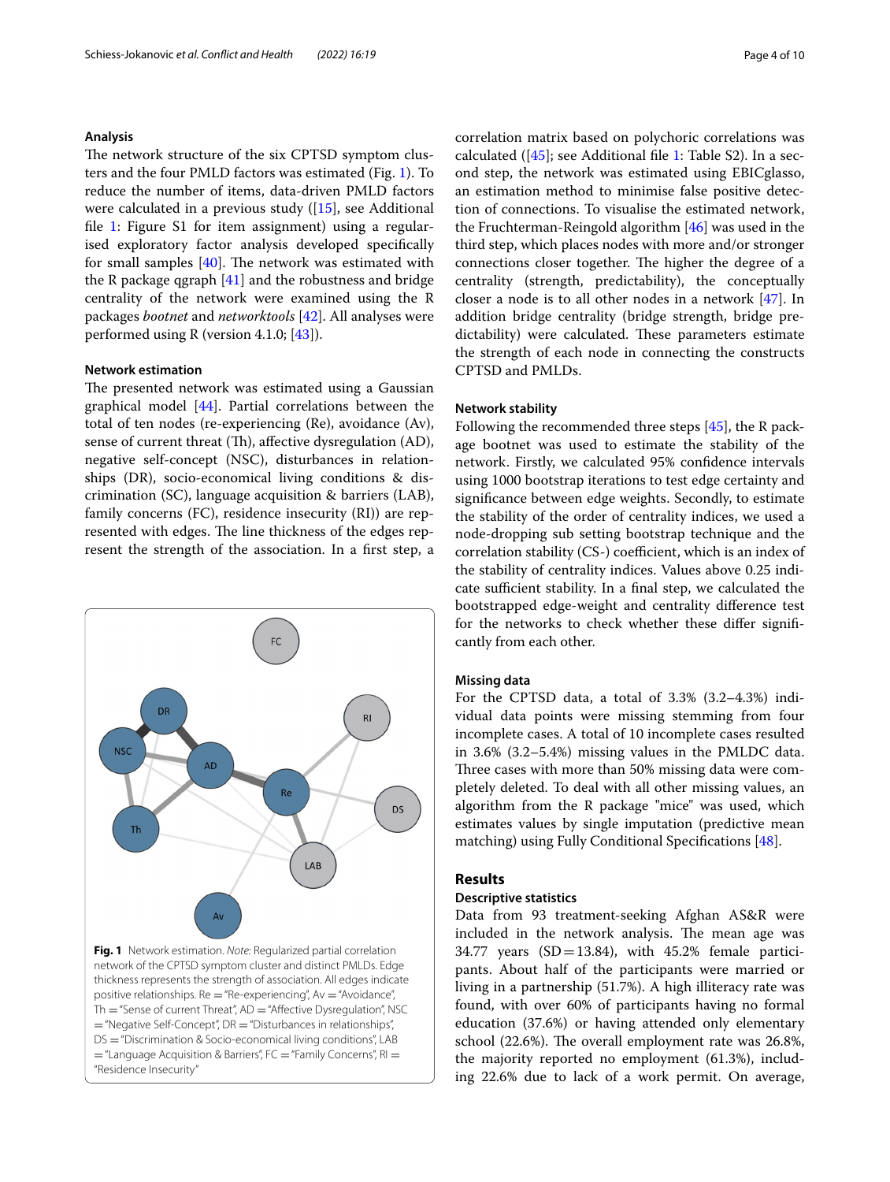### Analysis

The network structure of the six CPTSD symptom clusters and the four PMLD factors was estimated (Fig. 1). To reduce the number of items, data-driven PMLD factors were calculated in a previous study ([15], see Additional file 1: Figure S1 for item assignment) using a regularised exploratory factor analysis developed specifically for small samples [40]. The network was estimated with the R package qgraph [41] and the robustness and bridge centrality of the network were examined using the R packages *bootnet* and *networktools* [42]. All analyses were performed using R (version 4.1.0; [43]).

### Network estimation

The presented network was estimated using a Gaussian graphical model [44]. Partial correlations between the total of ten nodes (re-experiencing (Re), avoidance (Av), sense of current threat (Th), affective dysregulation (AD), negative self-concept (NSC), disturbances in relationships (DR), socio-economical living conditions & discrimination (SC), language acquisition & barriers (LAB), family concerns (FC), residence insecurity (RI)) are represented with edges. The line thickness of the edges represent the strength of the association. In a first step, a correlation matrix based on polychoric correlations was calculated ([45]; see Additional file 1: Table S2). In a second step, the network was estimated using EBICglasso, an estimation method to minimise false positive detection of connections. To visualise the estimated network, the Fruchterman-Reingold algorithm [46] was used in the third step, which places nodes with more and/or stronger connections closer together. The higher the degree of a centrality (strength, predictability), the conceptually closer a node is to all other nodes in a network [47]. In addition bridge centrality (bridge strength, bridge predictability) were calculated. These parameters estimate the strength of each node in connecting the constructs CPTSD and PMLDs.

**Fig. 1** Network estimation. *Note:* Regularized partial correlation network of the CPTSD symptom cluster and distinct PMLDs. Edge thickness represents the strength of association. All edges indicate positive relationships. Re = "Re-experiencing", Av = "Avoidance", Th = "Sense of current Threat", AD = "Affective Dysregulation", NSC = "Negative Self-Concept", DR = "Disturbances in relationships", DS = "Discrimination & Socio-economical living conditions", LAB = "Language Acquisition & Barriers", FC = "Family Concerns", RI = "Residence Insecurity"

### Network stability

Following the recommended three steps [45], the R package bootnet was used to estimate the stability of the network. Firstly, we calculated 95% confidence intervals using 1000 bootstrap iterations to test edge certainty and significance between edge weights. Secondly, to estimate the stability of the order of centrality indices, we used a node-dropping sub setting bootstrap technique and the correlation stability (CS-) coefficient, which is an index of the stability of centrality indices. Values above 0.25 indicate sufficient stability. In a final step, we calculated the bootstrapped edge-weight and centrality difference test for the networks to check whether these differ significantly from each other.

### Missing data

For the CPTSD data, a total of 3.3% (3.2–4.3%) individual data points were missing stemming from four incomplete cases. A total of 10 incomplete cases resulted in 3.6% (3.2–5.4%) missing values in the PMLDC data. Three cases with more than 50% missing data were completely deleted. To deal with all other missing values, an algorithm from the R package "mice" was used, which estimates values by single imputation (predictive mean matching) using Fully Conditional Specifications [48].

## Results

### Descriptive statistics

Data from 93 treatment-seeking Afghan AS&R were included in the network analysis. The mean age was 34.77 years (SD = 13.84), with 45.2% female participants. About half of the participants were married or living in a partnership (51.7%). A high illiteracy rate was found, with over 60% of participants having no formal education (37.6%) or having attended only elementary school (22.6%). The overall employment rate was 26.8%, the majority reported no employment (61.3%), including 22.6% due to lack of a work permit. On average,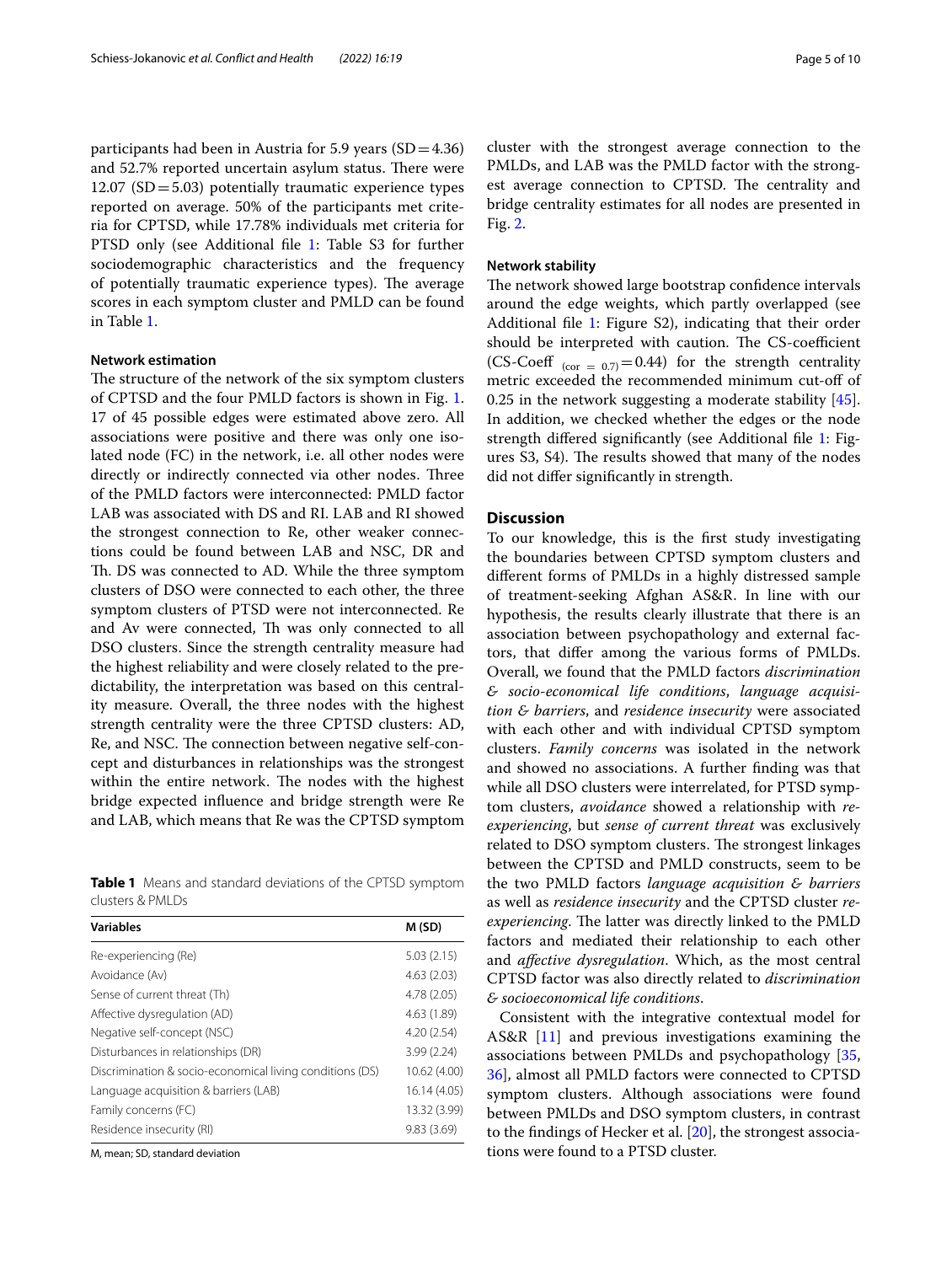participants had been in Austria for 5.9 years (SD = 4.36) and 52.7% reported uncertain asylum status. There were 12.07 (SD = 5.03) potentially traumatic experience types reported on average. 50% of the participants met criteria for CPTSD, while 17.78% individuals met criteria for PTSD only (see Additional file 1: Table S3 for further sociodemographic characteristics and the frequency of potentially traumatic experience types). The average scores in each symptom cluster and PMLD can be found in Table 1.

### Network estimation

The structure of the network of the six symptom clusters of CPTSD and the four PMLD factors is shown in Fig. 1. 17 of 45 possible edges were estimated above zero. All associations were positive and there was only one isolated node (FC) in the network, i.e. all other nodes were directly or indirectly connected via other nodes. Three of the PMLD factors were interconnected: PMLD factor LAB was associated with DS and RI. LAB and RI showed the strongest connection to Re, other weaker connections could be found between LAB and NSC, DR and Th. DS was connected to AD. While the three symptom clusters of DSO were connected to each other, the three symptom clusters of PTSD were not interconnected. Re and Av were connected, Th was only connected to all DSO clusters. Since the strength centrality measure had the highest reliability and were closely related to the predictability, the interpretation was based on this centrality measure. Overall, the three nodes with the highest strength centrality were the three CPTSD clusters: AD, Re, and NSC. The connection between negative self-concept and disturbances in relationships was the strongest within the entire network. The nodes with the highest bridge expected influence and bridge strength were Re and LAB, which means that Re was the CPTSD symptom cluster with the strongest average connection to the PMLDs, and LAB was the PMLD factor with the strongest average connection to CPTSD. The centrality and bridge centrality estimates for all nodes are presented in Fig. 2.

**Table 1** Means and standard deviations of the CPTSD symptom clusters & PMLDs

| Variables | M (SD) |
|---|---|
| Re-experiencing (Re) | 5.03 (2.15) |
| Avoidance (Av) | 4.63 (2.03) |
| Sense of current threat (Th) | 4.78 (2.05) |
| Affective dysregulation (AD) | 4.63 (1.89) |
| Negative self-concept (NSC) | 4.20 (2.54) |
| Disturbances in relationships (DR) | 3.99 (2.24) |
| Discrimination & socio-economical living conditions (DS) | 10.62 (4.00) |
| Language acquisition & barriers (LAB) | 16.14 (4.05) |
| Family concerns (FC) | 13.32 (3.99) |
| Residence insecurity (RI) | 9.83 (3.69) |

M, mean; SD, standard deviation

### Network stability

The network showed large bootstrap confidence intervals around the edge weights, which partly overlapped (see Additional file 1: Figure S2), indicating that their order should be interpreted with caution. The CS-coefficient (CS-Coeff $_{(cor\ =\ 0.7)}$ = 0.44) for the strength centrality metric exceeded the recommended minimum cut-off of 0.25 in the network suggesting a moderate stability [45]. In addition, we checked whether the edges or the node strength differed significantly (see Additional file 1: Figures S3, S4). The results showed that many of the nodes did not differ significantly in strength.

## Discussion

To our knowledge, this is the first study investigating the boundaries between CPTSD symptom clusters and different forms of PMLDs in a highly distressed sample of treatment-seeking Afghan AS&R. In line with our hypothesis, the results clearly illustrate that there is an association between psychopathology and external factors, that differ among the various forms of PMLDs. Overall, we found that the PMLD factors *discrimination & socio-economical life conditions*, *language acquisition & barriers*, and *residence insecurity* were associated with each other and with individual CPTSD symptom clusters. *Family concerns* was isolated in the network and showed no associations. A further finding was that while all DSO clusters were interrelated, for PTSD symptom clusters, *avoidance* showed a relationship with *re-experiencing*, but *sense of current threat* was exclusively related to DSO symptom clusters. The strongest linkages between the CPTSD and PMLD constructs, seem to be the two PMLD factors *language acquisition & barriers* as well as *residence insecurity* and the CPTSD cluster *re-experiencing*. The latter was directly linked to the PMLD factors and mediated their relationship to each other and *affective dysregulation*. Which, as the most central CPTSD factor was also directly related to *discrimination & socioeconomical life conditions*.

Consistent with the integrative contextual model for AS&R [11] and previous investigations examining the associations between PMLDs and psychopathology [35, 36], almost all PMLD factors were connected to CPTSD symptom clusters. Although associations were found between PMLDs and DSO symptom clusters, in contrast to the findings of Hecker et al. [20], the strongest associations were found to a PTSD cluster.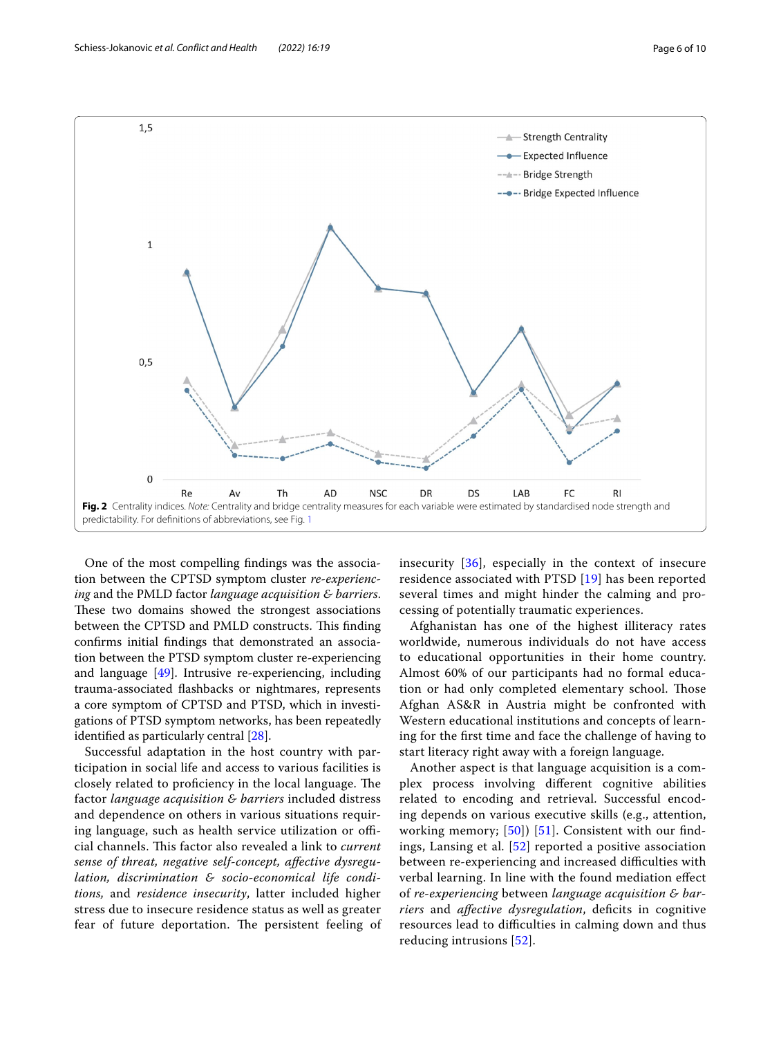**Fig. 2** Centrality indices. *Note:* Centrality and bridge centrality measures for each variable were estimated by standardised node strength and predictability. For definitions of abbreviations, see Fig. 1

One of the most compelling findings was the association between the CPTSD symptom cluster *re-experiencing* and the PMLD factor *language acquisition & barriers*. These two domains showed the strongest associations between the CPTSD and PMLD constructs. This finding confirms initial findings that demonstrated an association between the PTSD symptom cluster re-experiencing and language [49]. Intrusive re-experiencing, including trauma-associated flashbacks or nightmares, represents a core symptom of CPTSD and PTSD, which in investigations of PTSD symptom networks, has been repeatedly identified as particularly central [28].

Successful adaptation in the host country with participation in social life and access to various facilities is closely related to proficiency in the local language. The factor *language acquisition & barriers* included distress and dependence on others in various situations requiring language, such as health service utilization or official channels. This factor also revealed a link to *current sense of threat, negative self-concept, affective dysregulation, discrimination & socio-economical life conditions,* and *residence insecurity*, latter included higher stress due to insecure residence status as well as greater fear of future deportation. The persistent feeling of insecurity [36], especially in the context of insecure residence associated with PTSD [19] has been reported several times and might hinder the calming and processing of potentially traumatic experiences.

Afghanistan has one of the highest illiteracy rates worldwide, numerous individuals do not have access to educational opportunities in their home country. Almost 60% of our participants had no formal education or had only completed elementary school. Those Afghan AS&R in Austria might be confronted with Western educational institutions and concepts of learning for the first time and face the challenge of having to start literacy right away with a foreign language.

Another aspect is that language acquisition is a complex process involving different cognitive abilities related to encoding and retrieval. Successful encoding depends on various executive skills (e.g., attention, working memory; [50]) [51]. Consistent with our findings, Lansing et al. [52] reported a positive association between re-experiencing and increased difficulties with verbal learning. In line with the found mediation effect of *re-experiencing* between *language acquisition & barriers* and *affective dysregulation*, deficits in cognitive resources lead to difficulties in calming down and thus reducing intrusions [52].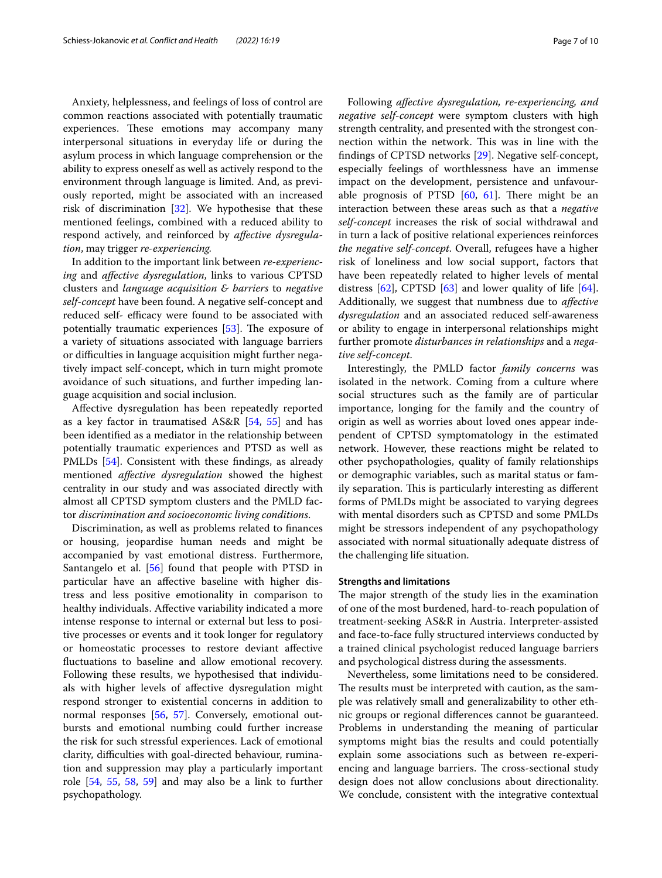Anxiety, helplessness, and feelings of loss of control are common reactions associated with potentially traumatic experiences. These emotions may accompany many interpersonal situations in everyday life or during the asylum process in which language comprehension or the ability to express oneself as well as actively respond to the environment through language is limited. And, as previously reported, might be associated with an increased risk of discrimination [32]. We hypothesise that these mentioned feelings, combined with a reduced ability to respond actively, and reinforced by *affective dysregulation*, may trigger *re-experiencing.*

In addition to the important link between *re-experiencing* and *affective dysregulation*, links to various CPTSD clusters and *language acquisition & barriers* to *negative self-concept* have been found. A negative self-concept and reduced self- efficacy were found to be associated with potentially traumatic experiences [53]. The exposure of a variety of situations associated with language barriers or difficulties in language acquisition might further negatively impact self-concept, which in turn might promote avoidance of such situations, and further impeding language acquisition and social inclusion.

Affective dysregulation has been repeatedly reported as a key factor in traumatised AS&R [54, 55] and has been identified as a mediator in the relationship between potentially traumatic experiences and PTSD as well as PMLDs [54]. Consistent with these findings, as already mentioned *affective dysregulation* showed the highest centrality in our study and was associated directly with almost all CPTSD symptom clusters and the PMLD factor *discrimination and socioeconomic living conditions*.

Discrimination, as well as problems related to finances or housing, jeopardise human needs and might be accompanied by vast emotional distress. Furthermore, Santangelo et al. [56] found that people with PTSD in particular have an affective baseline with higher distress and less positive emotionality in comparison to healthy individuals. Affective variability indicated a more intense response to internal or external but less to positive processes or events and it took longer for regulatory or homeostatic processes to restore deviant affective fluctuations to baseline and allow emotional recovery. Following these results, we hypothesised that individuals with higher levels of affective dysregulation might respond stronger to existential concerns in addition to normal responses [56, 57]. Conversely, emotional outbursts and emotional numbing could further increase the risk for such stressful experiences. Lack of emotional clarity, difficulties with goal-directed behaviour, rumination and suppression may play a particularly important role [54, 55, 58, 59] and may also be a link to further psychopathology.

Following *affective dysregulation, re-experiencing, and negative self-concept* were symptom clusters with high strength centrality, and presented with the strongest connection within the network. This was in line with the findings of CPTSD networks [29]. Negative self-concept, especially feelings of worthlessness have an immense impact on the development, persistence and unfavourable prognosis of PTSD [60, 61]. There might be an interaction between these areas such as that a *negative self-concept* increases the risk of social withdrawal and in turn a lack of positive relational experiences reinforces *the negative self-concept.* Overall, refugees have a higher risk of loneliness and low social support, factors that have been repeatedly related to higher levels of mental distress [62], CPTSD [63] and lower quality of life [64]. Additionally, we suggest that numbness due to *affective dysregulation* and an associated reduced self-awareness or ability to engage in interpersonal relationships might further promote *disturbances in relationships* and a *negative self-concept.*

Interestingly, the PMLD factor *family concerns* was isolated in the network. Coming from a culture where social structures such as the family are of particular importance, longing for the family and the country of origin as well as worries about loved ones appear independent of CPTSD symptomatology in the estimated network. However, these reactions might be related to other psychopathologies, quality of family relationships or demographic variables, such as marital status or family separation. This is particularly interesting as different forms of PMLDs might be associated to varying degrees with mental disorders such as CPTSD and some PMLDs might be stressors independent of any psychopathology associated with normal situationally adequate distress of the challenging life situation.

### Strengths and limitations

The major strength of the study lies in the examination of one of the most burdened, hard-to-reach population of treatment-seeking AS&R in Austria. Interpreter-assisted and face-to-face fully structured interviews conducted by a trained clinical psychologist reduced language barriers and psychological distress during the assessments.

Nevertheless, some limitations need to be considered. The results must be interpreted with caution, as the sample was relatively small and generalizability to other ethnic groups or regional differences cannot be guaranteed. Problems in understanding the meaning of particular symptoms might bias the results and could potentially explain some associations such as between re-experiencing and language barriers. The cross-sectional study design does not allow conclusions about directionality. We conclude, consistent with the integrative contextual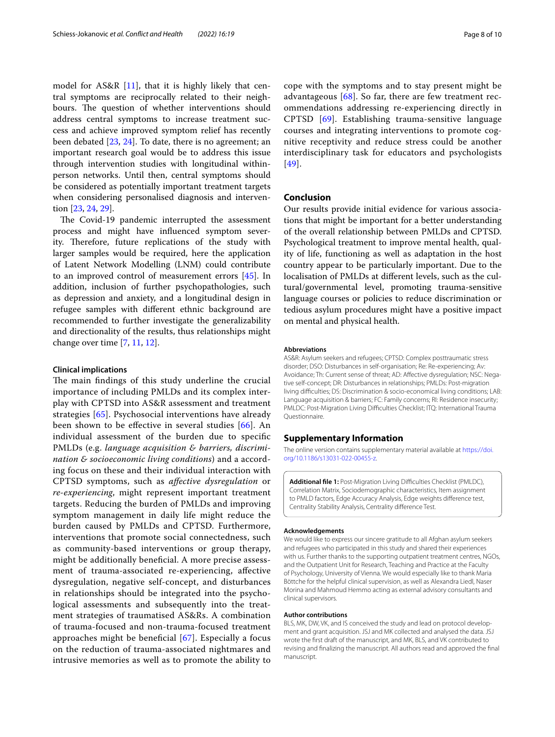model for AS&R [11], that it is highly likely that central symptoms are reciprocally related to their neighbours. The question of whether interventions should address central symptoms to increase treatment success and achieve improved symptom relief has recently been debated [23, 24]. To date, there is no agreement; an important research goal would be to address this issue through intervention studies with longitudinal within-person networks. Until then, central symptoms should be considered as potentially important treatment targets when considering personalised diagnosis and intervention [23, 24, 29].

The Covid-19 pandemic interrupted the assessment process and might have influenced symptom severity. Therefore, future replications of the study with larger samples would be required, here the application of Latent Network Modelling (LNM) could contribute to an improved control of measurement errors [45]. In addition, inclusion of further psychopathologies, such as depression and anxiety, and a longitudinal design in refugee samples with different ethnic background are recommended to further investigate the generalizability and directionality of the results, thus relationships might change over time [7, 11, 12].

### Clinical implications

The main findings of this study underline the crucial importance of including PMLDs and its complex interplay with CPTSD into AS&R assessment and treatment strategies [65]. Psychosocial interventions have already been shown to be effective in several studies [66]. An individual assessment of the burden due to specific PMLDs (e.g. *language acquisition & barriers, discrimination & socioeconomic living conditions*) and a according focus on these and their individual interaction with CPTSD symptoms, such as *affective dysregulation* or *re-experiencing*, might represent important treatment targets. Reducing the burden of PMLDs and improving symptom management in daily life might reduce the burden caused by PMLDs and CPTSD. Furthermore, interventions that promote social connectedness, such as community-based interventions or group therapy, might be additionally beneficial. A more precise assessment of trauma-associated re-experiencing, affective dysregulation, negative self-concept, and disturbances in relationships should be integrated into the psychological assessments and subsequently into the treatment strategies of traumatised AS&Rs. A combination of trauma-focused and non-trauma-focused treatment approaches might be beneficial [67]. Especially a focus on the reduction of trauma-associated nightmares and intrusive memories as well as to promote the ability to cope with the symptoms and to stay present might be advantageous [68]. So far, there are few treatment recommendations addressing re-experiencing directly in CPTSD [69]. Establishing trauma-sensitive language courses and integrating interventions to promote cognitive receptivity and reduce stress could be another interdisciplinary task for educators and psychologists [49].

## Conclusion

Our results provide initial evidence for various associations that might be important for a better understanding of the overall relationship between PMLDs and CPTSD. Psychological treatment to improve mental health, quality of life, functioning as well as adaptation in the host country appear to be particularly important. Due to the localisation of PMLDs at different levels, such as the cultural/governmental level, promoting trauma-sensitive language courses or policies to reduce discrimination or tedious asylum procedures might have a positive impact on mental and physical health.

#### Abbreviations

AS&R: Asylum seekers and refugees; CPTSD: Complex posttraumatic stress disorder; DSO: Disturbances in self-organisation; Re: Re-experiencing; Av: Avoidance; Th: Current sense of threat; AD: Affective dysregulation; NSC: Negative self-concept; DR: Disturbances in relationships; PMLDs: Post-migration living difficulties; DS: Discrimination & socio-economical living conditions; LAB: Language acquisition & barriers; FC: Family concerns; RI: Residence insecurity; PMLDC: Post-Migration Living Difficulties Checklist; ITQ: International Trauma Questionnaire.

## Supplementary Information

The online version contains supplementary material available at https://doi.org/10.1186/s13031-022-00455-z.

**Additional file 1:** Post-Migration Living Difficulties Checklist (PMLDC), Correlation Matrix, Sociodemographic characteristics, Item assignment to PMLD factors, Edge Accuracy Analysis, Edge weights difference test, Centrality Stability Analysis, Centrality difference Test.

#### Acknowledgements

We would like to express our sincere gratitude to all Afghan asylum seekers and refugees who participated in this study and shared their experiences with us. Further thanks to the supporting outpatient treatment centres, NGOs, and the Outpatient Unit for Research, Teaching and Practice at the Faculty of Psychology, University of Vienna. We would especially like to thank Maria Böttche for the helpful clinical supervision, as well as Alexandra Liedl, Naser Morina and Mahmoud Hemmo acting as external advisory consultants and clinical supervisors.

#### Author contributions

BLS, MK, DW, VK, and IS conceived the study and lead on protocol development and grant acquisition. JSJ and MK collected and analysed the data. JSJ wrote the first draft of the manuscript, and MK, BLS, and VK contributed to revising and finalizing the manuscript. All authors read and approved the final manuscript.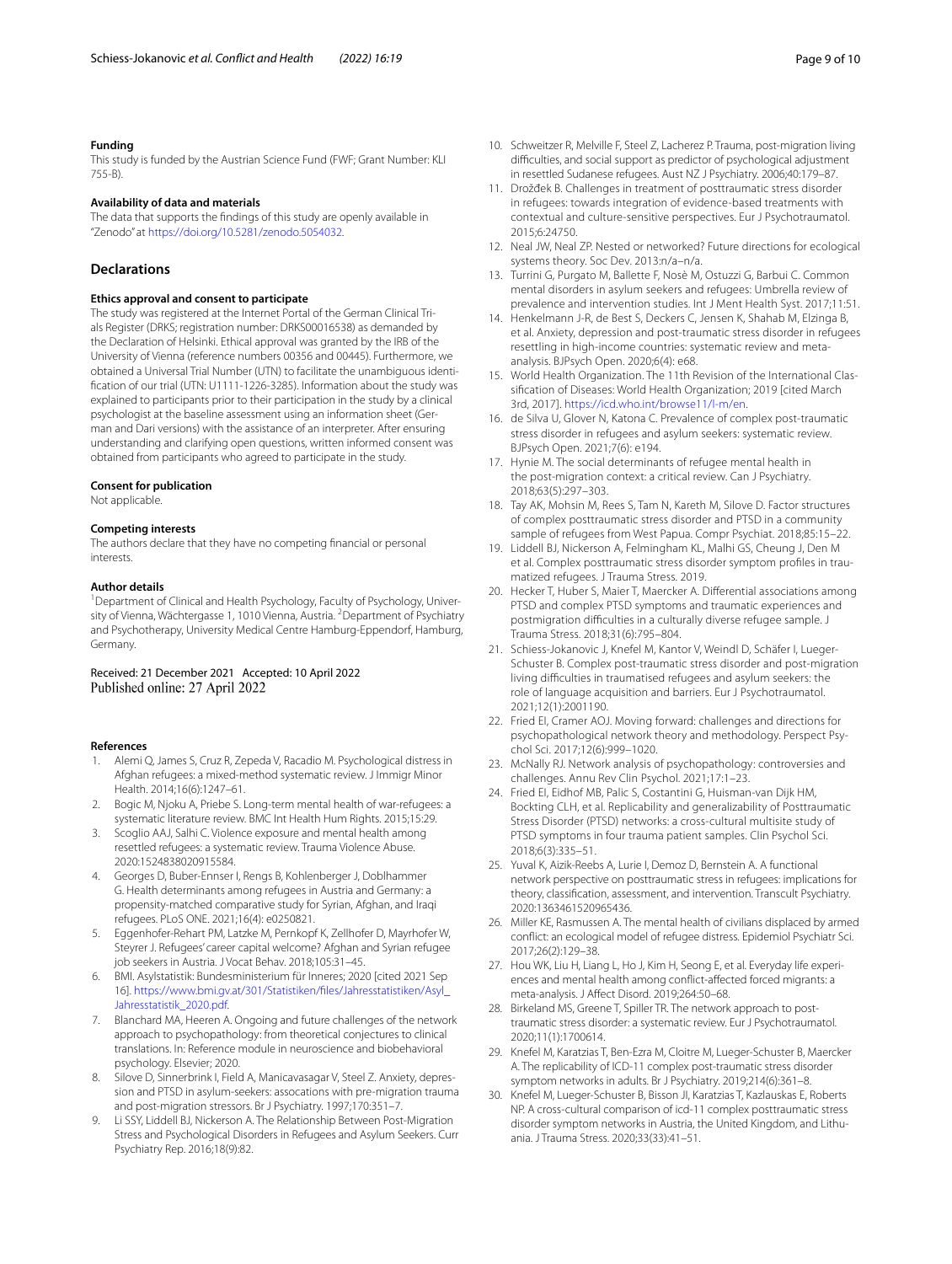### Funding

This study is funded by the Austrian Science Fund (FWF; Grant Number: KLI 755-B).

### Availability of data and materials

The data that supports the findings of this study are openly available in "Zenodo" at https://doi.org/10.5281/zenodo.5054032.

## Declarations

### Ethics approval and consent to participate

The study was registered at the Internet Portal of the German Clinical Trials Register (DRKS; registration number: DRKS00016538) as demanded by the Declaration of Helsinki. Ethical approval was granted by the IRB of the University of Vienna (reference numbers 00356 and 00445). Furthermore, we obtained a Universal Trial Number (UTN) to facilitate the unambiguous identification of our trial (UTN: U1111-1226-3285). Information about the study was explained to participants prior to their participation in the study by a clinical psychologist at the baseline assessment using an information sheet (German and Dari versions) with the assistance of an interpreter. After ensuring understanding and clarifying open questions, written informed consent was obtained from participants who agreed to participate in the study.

### Consent for publication

Not applicable.

### Competing interests

The authors declare that they have no competing financial or personal interests.

### Author details

[1] Department of Clinical and Health Psychology, Faculty of Psychology, University of Vienna, Wächtergasse 1, 1010 Vienna, Austria. [2] Department of Psychiatry and Psychotherapy, University Medical Centre Hamburg-Eppendorf, Hamburg, Germany.

Received: 21 December 2021 Accepted: 10 April 2022
Published online: 27 April 2022

### References

1. Alemi Q, James S, Cruz R, Zepeda V, Racadio M. Psychological distress in Afghan refugees: a mixed-method systematic review. J Immigr Minor Health. 2014;16(6):1247–61.
2. Bogic M, Njoku A, Priebe S. Long-term mental health of war-refugees: a systematic literature review. BMC Int Health Hum Rights. 2015;15:29.
3. Scoglio AAJ, Salhi C. Violence exposure and mental health among resettled refugees: a systematic review. Trauma Violence Abuse. 2020:1524838020915584.
4. Georges D, Buber-Ennser I, Rengs B, Kohlenberger J, Doblhammer G. Health determinants among refugees in Austria and Germany: a propensity-matched comparative study for Syrian, Afghan, and Iraqi refugees. PLoS ONE. 2021;16(4): e0250821.
5. Eggenhofer-Rehart PM, Latzke M, Pernkopf K, Zellhofer D, Mayrhofer W, Steyrer J. Refugees' career capital welcome? Afghan and Syrian refugee job seekers in Austria. J Vocat Behav. 2018;105:31–45.
6. BMI. Asylstatistik: Bundesministerium für Inneres; 2020 [cited 2021 Sep 16]. https://www.bmi.gv.at/301/Statistiken/files/Jahresstatistiken/Asyl_Jahresstatistik_2020.pdf.
7. Blanchard MA, Heeren A. Ongoing and future challenges of the network approach to psychopathology: from theoretical conjectures to clinical translations. In: Reference module in neuroscience and biobehavioral psychology. Elsevier; 2020.
8. Silove D, Sinnerbrink I, Field A, Manicavasagar V, Steel Z. Anxiety, depression and PTSD in asylum-seekers: assocations with pre-migration trauma and post-migration stressors. Br J Psychiatry. 1997;170:351–7.
9. Li SSY, Liddell BJ, Nickerson A. The Relationship Between Post-Migration Stress and Psychological Disorders in Refugees and Asylum Seekers. Curr Psychiatry Rep. 2016;18(9):82.
10. Schweitzer R, Melville F, Steel Z, Lacherez P. Trauma, post-migration living difficulties, and social support as predictor of psychological adjustment in resettled Sudanese refugees. Aust NZ J Psychiatry. 2006;40:179–87.
11. Drožđek B. Challenges in treatment of posttraumatic stress disorder in refugees: towards integration of evidence-based treatments with contextual and culture-sensitive perspectives. Eur J Psychotraumatol. 2015;6:24750.
12. Neal JW, Neal ZP. Nested or networked? Future directions for ecological systems theory. Soc Dev. 2013:n/a–n/a.
13. Turrini G, Purgato M, Ballette F, Nosè M, Ostuzzi G, Barbui C. Common mental disorders in asylum seekers and refugees: Umbrella review of prevalence and intervention studies. Int J Ment Health Syst. 2017;11:51.
14. Henkelmann J-R, de Best S, Deckers C, Jensen K, Shahab M, Elzinga B, et al. Anxiety, depression and post-traumatic stress disorder in refugees resettling in high-income countries: systematic review and meta-analysis. BJPsych Open. 2020;6(4): e68.
15. World Health Organization. The 11th Revision of the International Classification of Diseases: World Health Organization; 2019 [cited March 3rd, 2017]. https://icd.who.int/browse11/l-m/en.
16. de Silva U, Glover N, Katona C. Prevalence of complex post-traumatic stress disorder in refugees and asylum seekers: systematic review. BJPsych Open. 2021;7(6): e194.
17. Hynie M. The social determinants of refugee mental health in the post-migration context: a critical review. Can J Psychiatry. 2018;63(5):297–303.
18. Tay AK, Mohsin M, Rees S, Tam N, Kareth M, Silove D. Factor structures of complex posttraumatic stress disorder and PTSD in a community sample of refugees from West Papua. Compr Psychiat. 2018;85:15–22.
19. Liddell BJ, Nickerson A, Felmingham KL, Malhi GS, Cheung J, Den M et al. Complex posttraumatic stress disorder symptom profiles in traumatized refugees. J Trauma Stress. 2019.
20. Hecker T, Huber S, Maier T, Maercker A. Differential associations among PTSD and complex PTSD symptoms and traumatic experiences and postmigration difficulties in a culturally diverse refugee sample. J Trauma Stress. 2018;31(6):795–804.
21. Schiess-Jokanovic J, Knefel M, Kantor V, Weindl D, Schäfer I, Lueger-Schuster B. Complex post-traumatic stress disorder and post-migration living difficulties in traumatised refugees and asylum seekers: the role of language acquisition and barriers. Eur J Psychotraumatol. 2021;12(1):2001190.
22. Fried EI, Cramer AOJ. Moving forward: challenges and directions for psychopathological network theory and methodology. Perspect Psychol Sci. 2017;12(6):999–1020.
23. McNally RJ. Network analysis of psychopathology: controversies and challenges. Annu Rev Clin Psychol. 2021;17:1–23.
24. Fried EI, Eidhof MB, Palic S, Costantini G, Huisman-van Dijk HM, Bockting CLH, et al. Replicability and generalizability of Posttraumatic Stress Disorder (PTSD) networks: a cross-cultural multisite study of PTSD symptoms in four trauma patient samples. Clin Psychol Sci. 2018;6(3):335–51.
25. Yuval K, Aizik-Reebs A, Lurie I, Demoz D, Bernstein A. A functional network perspective on posttraumatic stress in refugees: implications for theory, classification, assessment, and intervention. Transcult Psychiatry. 2020:1363461520965436.
26. Miller KE, Rasmussen A. The mental health of civilians displaced by armed conflict: an ecological model of refugee distress. Epidemiol Psychiatr Sci. 2017;26(2):129–38.
27. Hou WK, Liu H, Liang L, Ho J, Kim H, Seong E, et al. Everyday life experiences and mental health among conflict-affected forced migrants: a meta-analysis. J Affect Disord. 2019;264:50–68.
28. Birkeland MS, Greene T, Spiller TR. The network approach to post-traumatic stress disorder: a systematic review. Eur J Psychotraumatol. 2020;11(1):1700614.
29. Knefel M, Karatzias T, Ben-Ezra M, Cloitre M, Lueger-Schuster B, Maercker A. The replicability of ICD-11 complex post-traumatic stress disorder symptom networks in adults. Br J Psychiatry. 2019;214(6):361–8.
30. Knefel M, Lueger-Schuster B, Bisson JI, Karatzias T, Kazlauskas E, Roberts NP. A cross-cultural comparison of icd-11 complex posttraumatic stress disorder symptom networks in Austria, the United Kingdom, and Lithuania. J Trauma Stress. 2020;33(33):41–51.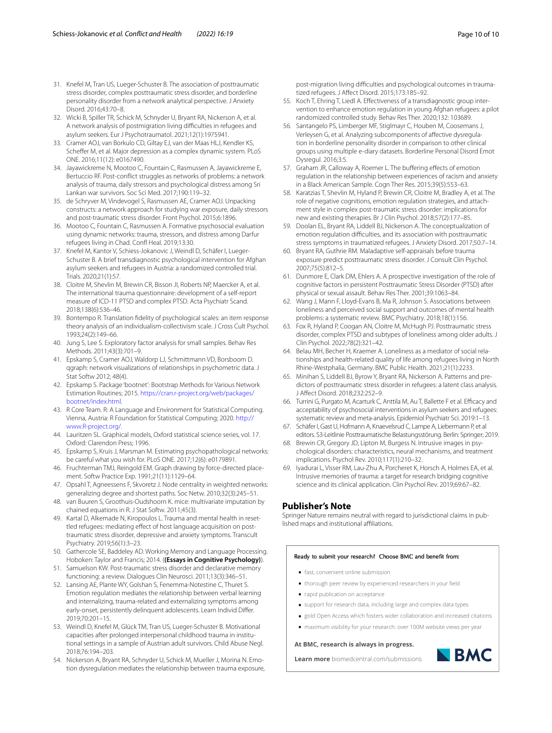31. Knefel M, Tran US, Lueger-Schuster B. The association of posttraumatic stress disorder, complex posttraumatic stress disorder, and borderline personality disorder from a network analytical perspective. J Anxiety Disord. 2016;43:70–8.
32. Wicki B, Spiller TR, Schick M, Schnyder U, Bryant RA, Nickerson A, et al. A network analysis of postmigration living difficulties in refugees and asylum seekers. Eur J Psychotraumatol. 2021;12(1):1975941.
33. Cramer AOJ, van Borkulo CD, Giltay EJ, van der Maas HLJ, Kendler KS, Scheffer M, et al. Major depression as a complex dynamic system. PLoS ONE. 2016;11(12): e0167490.
34. Jayawickreme N, Mootoo C, Fountain C, Rasmussen A, Jayawickreme E, Bertuccio RF. Post-conflict struggles as networks of problems: a network analysis of trauma, daily stressors and psychological distress among Sri Lankan war survivors. Soc Sci Med. 2017;190:119–32.
35. de Schryver M, Vindevogel S, Rasmussen AE, Cramer AOJ. Unpacking constructs: a network approach for studying war exposure, daily stressors and post-traumatic stress disorder. Front Psychol. 2015;6:1896.
36. Mootoo C, Fountain C, Rasmussen A. Formative psychosocial evaluation using dynamic networks: trauma, stressors, and distress among Darfur refugees living in Chad. Confl Heal. 2019;13:30.
37. Knefel M, Kantor V, Schiess-Jokanovic J, Weindl D, Schäfer I, Lueger-Schuster B. A brief transdiagnostic psychological intervention for Afghan asylum seekers and refugees in Austria: a randomized controlled trial. Trials. 2020;21(1):57.
38. Cloitre M, Shevlin M, Brewin CR, Bisson JI, Roberts NP, Maercker A, et al. The international trauma questionnaire: development of a self-report measure of ICD-11 PTSD and complex PTSD. Acta Psychiatr Scand. 2018;138(6):536–46.
39. Bontempo R. Translation fidelity of psychological scales: an item response theory analysis of an individualism-collectivism scale. J Cross Cult Psychol. 1993;24(2):149–66.
40. Jung S, Lee S. Exploratory factor analysis for small samples. Behav Res Methods. 2011;43(3):701–9.
41. Epskamp S, Cramer AOJ, Waldorp LJ, Schmittmann VD, Borsboom D. qgraph: network visualizations of relationships in psychometric data. J Stat Softw 2012; 48(4).
42. Epskamp S. Package 'bootnet': Bootstrap Methods for Various Network Estimation Routines; 2015. https://cran.r-project.org/web/packages/bootnet/index.html.
43. R Core Team. R: A Language and Environment for Statistical Computing. Vienna, Austria: R Foundation for Statistical Computing; 2020. http://www.R-project.org/.
44. Lauritzen SL. Graphical models, Oxford statistical science series, vol. 17. Oxford: Clarendon Press; 1996.
45. Epskamp S, Kruis J, Marsman M. Estimating psychopathological networks: be careful what you wish for. PLoS ONE. 2017;12(6): e0179891.
46. Fruchterman TMJ, Reingold EM. Graph drawing by force-directed placement. Softw Practice Exp. 1991;21(11):1129–64.
47. Opsahl T, Agneessens F, Skvoretz J. Node centrality in weighted networks: generalizing degree and shortest paths. Soc Netw. 2010;32(3):245–51.
48. van Buuren S, Groothuis-Oudshoorn K. mice: multivariate imputation by chained equations in R. J Stat Softw. 2011;45(3).
49. Kartal D, Alkemade N, Kiropoulos L. Trauma and mental health in resettled refugees: mediating effect of host language acquisition on posttraumatic stress disorder, depressive and anxiety symptoms. Transcult Psychiatry. 2019;56(1):3–23.
50. Gathercole SE, Baddeley AD. Working Memory and Language Processing. Hoboken: Taylor and Francis; 2014. (**(Essays in Cognitive Psychology)**).
51. Samuelson KW. Post-traumatic stress disorder and declarative memory functioning: a review. Dialogues Clin Neurosci. 2011;13(3):346–51.
52. Lansing AE, Plante WY, Golshan S, Fenemma-Notestine C, Thuret S. Emotion regulation mediates the relationship between verbal learning and internalizing, trauma-related and externalizing symptoms among early-onset, persistently delinquent adolescents. Learn Individ Differ. 2019;70:201–15.
53. Weindl D, Knefel M, Glück TM, Tran US, Lueger-Schuster B. Motivational capacities after prolonged interpersonal childhood trauma in institutional settings in a sample of Austrian adult survivors. Child Abuse Negl. 2018;76:194–203.
54. Nickerson A, Bryant RA, Schnyder U, Schick M, Mueller J, Morina N. Emotion dysregulation mediates the relationship between trauma exposure, post-migration living difficulties and psychological outcomes in traumatized refugees. J Affect Disord. 2015;173:185–92.
55. Koch T, Ehring T, Liedl A. Effectiveness of a transdiagnostic group intervention to enhance emotion regulation in young Afghan refugees: a pilot randomized controlled study. Behav Res Ther. 2020;132: 103689.
56. Santangelo PS, Limberger MF, Stiglmayr C, Houben M, Coosemans J, Verleysen G, et al. Analyzing subcomponents of affective dysregulation in borderline personality disorder in comparison to other clinical groups using multiple e-diary datasets. Borderline Personal Disord Emot Dysregul. 2016;3:5.
57. Graham JR, Calloway A, Roemer L. The buffering effects of emotion regulation in the relationship between experiences of racism and anxiety in a Black American Sample. Cogn Ther Res. 2015;39(5):553–63.
58. Karatzias T, Shevlin M, Hyland P, Brewin CR, Cloitre M, Bradley A, et al. The role of negative cognitions, emotion regulation strategies, and attachment style in complex post-traumatic stress disorder: implications for new and existing therapies. Br J Clin Psychol. 2018;57(2):177–85.
59. Doolan EL, Bryant RA, Liddell BJ, Nickerson A. The conceptualization of emotion regulation difficulties, and its association with posttraumatic stress symptoms in traumatized refugees. J Anxiety Disord. 2017;50:7–14.
60. Bryant RA, Guthrie RM. Maladaptive self-appraisals before trauma exposure predict posttraumatic stress disorder. J Consult Clin Psychol. 2007;75(5):812–5.
61. Dunmore E, Clark DM, Ehlers A. A prospective investigation of the role of cognitive factors in persistent Posttraumatic Stress Disorder (PTSD) after physical or sexual assault. Behav Res Ther. 2001;39:1063–84.
62. Wang J, Mann F, Lloyd-Evans B, Ma R, Johnson S. Associations between loneliness and perceived social support and outcomes of mental health problems: a systematic review. BMC Psychiatry. 2018;18(1):156.
63. Fox R, Hyland P, Coogan AN, Cloitre M, McHugh PJ. Posttraumatic stress disorder, complex PTSD and subtypes of loneliness among older adults. J Clin Psychol. 2022;78(2):321–42.
64. Belau MH, Becher H, Kraemer A. Loneliness as a mediator of social relationships and health-related quality of life among refugees living in North Rhine-Westphalia, Germany. BMC Public Health. 2021;21(1):2233.
65. Minihan S, Liddell BJ, Byrow Y, Bryant RA, Nickerson A. Patterns and predictors of posttraumatic stress disorder in refugees: a latent class analysis. J Affect Disord. 2018;232:252–9.
66. Turrini G, Purgato M, Acarturk C, Anttila M, Au T, Ballette F et al. Efficacy and acceptability of psychosocial interventions in asylum seekers and refugees: systematic review and meta-analysis. Epidemiol Psychiatr Sci. 2019:1–13.
67. Schäfer I, Gast U, Hofmann A, Knaevelsrud C, Lampe A, Liebermann P, et al editors. S3-Leitlinie Posttraumatische Belastungsstörung. Berlin: Springer; 2019.
68. Brewin CR, Gregory JD, Lipton M, Burgess N. Intrusive images in psychological disorders: characteristics, neural mechanisms, and treatment implications. Psychol Rev. 2010;117(1):210–32.
69. Iyadurai L, Visser RM, Lau-Zhu A, Porcheret K, Horsch A, Holmes EA, et al. Intrusive memories of trauma: a target for research bridging cognitive science and its clinical application. Clin Psychol Rev. 2019;69:67–82.

## Publisher's Note

Springer Nature remains neutral with regard to jurisdictional claims in published maps and institutional affiliations.

Ready to submit your research? Choose BMC and benefit from:

- fast, convenient online submission
- thorough peer review by experienced researchers in your field
- rapid publication on acceptance
- support for research data, including large and complex data types
- gold Open Access which fosters wider collaboration and increased citations
- maximum visibility for your research: over 100M website views per year

**At BMC, research is always in progress.**

**Learn more** biomedcentral.com/submissions

BMC